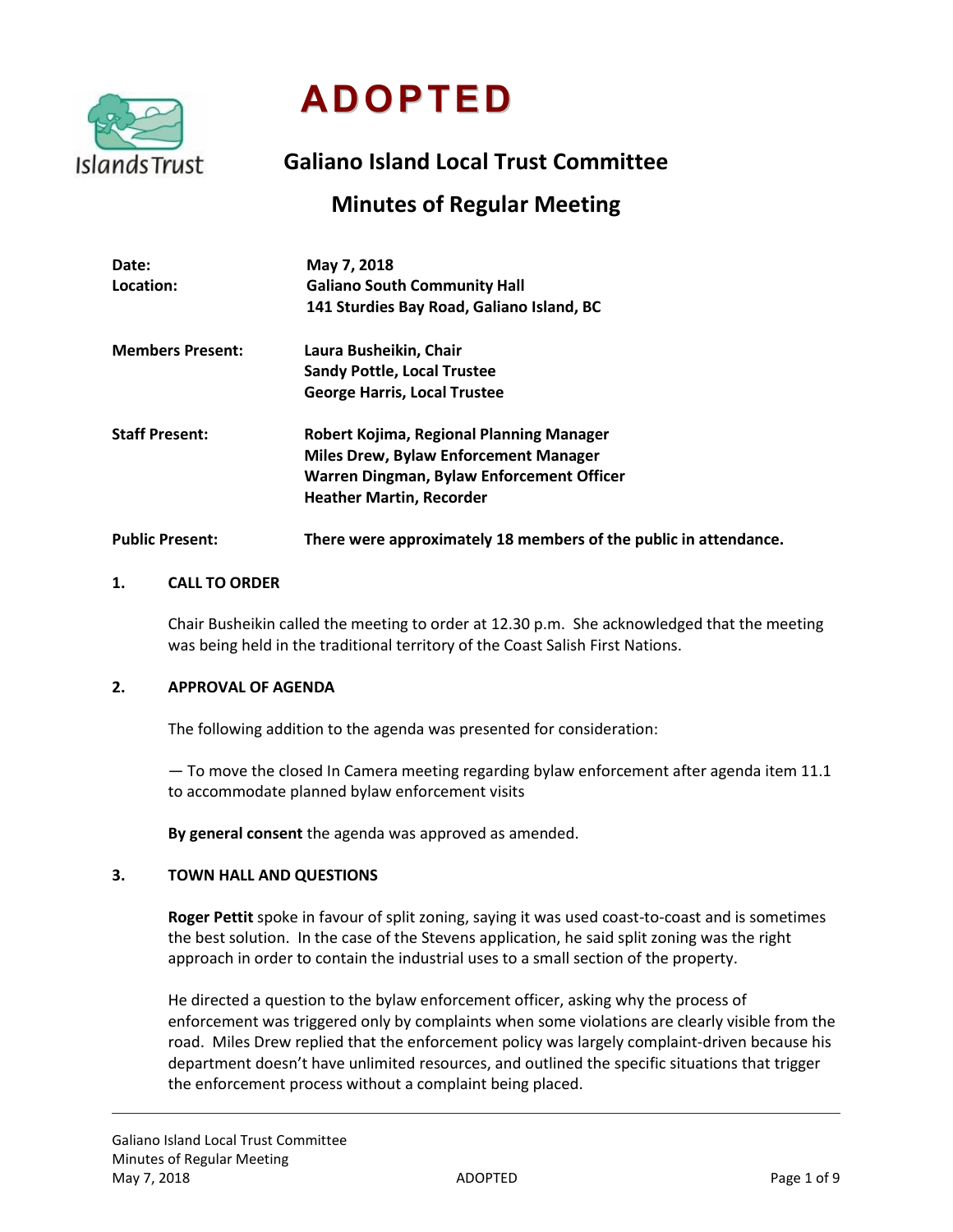# ADOPTED

## Galiano Island Local Trust Committee

## Minutes of Regular Meeting

**Date:** May 7, 2018
**Location:** Galiano South Community Hall
141 Sturdies Bay Road, Galiano Island, BC

**Members Present:** Laura Busheikin, Chair
Sandy Pottle, Local Trustee
George Harris, Local Trustee

**Staff Present:** Robert Kojima, Regional Planning Manager
Miles Drew, Bylaw Enforcement Manager
Warren Dingman, Bylaw Enforcement Officer
Heather Martin, Recorder

**Public Present:** There were approximately 18 members of the public in attendance.

### 1. CALL TO ORDER

Chair Busheikin called the meeting to order at 12.30 p.m. She acknowledged that the meeting was being held in the traditional territory of the Coast Salish First Nations.

### 2. APPROVAL OF AGENDA

The following addition to the agenda was presented for consideration:

— To move the closed In Camera meeting regarding bylaw enforcement after agenda item 11.1 to accommodate planned bylaw enforcement visits

**By general consent** the agenda was approved as amended.

### 3. TOWN HALL AND QUESTIONS

**Roger Pettit** spoke in favour of split zoning, saying it was used coast-to-coast and is sometimes the best solution. In the case of the Stevens application, he said split zoning was the right approach in order to contain the industrial uses to a small section of the property.

He directed a question to the bylaw enforcement officer, asking why the process of enforcement was triggered only by complaints when some violations are clearly visible from the road. Miles Drew replied that the enforcement policy was largely complaint-driven because his department doesn't have unlimited resources, and outlined the specific situations that trigger the enforcement process without a complaint being placed.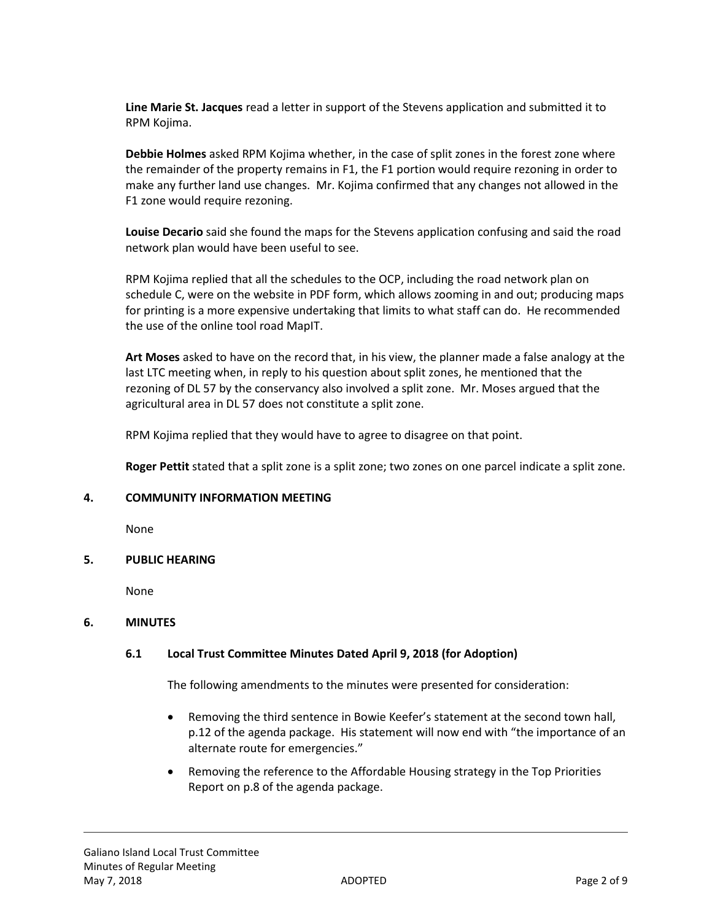**Line Marie St. Jacques** read a letter in support of the Stevens application and submitted it to RPM Kojima.

**Debbie Holmes** asked RPM Kojima whether, in the case of split zones in the forest zone where the remainder of the property remains in F1, the F1 portion would require rezoning in order to make any further land use changes. Mr. Kojima confirmed that any changes not allowed in the F1 zone would require rezoning.

**Louise Decario** said she found the maps for the Stevens application confusing and said the road network plan would have been useful to see.

RPM Kojima replied that all the schedules to the OCP, including the road network plan on schedule C, were on the website in PDF form, which allows zooming in and out; producing maps for printing is a more expensive undertaking that limits to what staff can do. He recommended the use of the online tool road MapIT.

**Art Moses** asked to have on the record that, in his view, the planner made a false analogy at the last LTC meeting when, in reply to his question about split zones, he mentioned that the rezoning of DL 57 by the conservancy also involved a split zone. Mr. Moses argued that the agricultural area in DL 57 does not constitute a split zone.

RPM Kojima replied that they would have to agree to disagree on that point.

**Roger Pettit** stated that a split zone is a split zone; two zones on one parcel indicate a split zone.

## 4. COMMUNITY INFORMATION MEETING

None

## 5. PUBLIC HEARING

None

## 6. MINUTES

### 6.1 Local Trust Committee Minutes Dated April 9, 2018 (for Adoption)

The following amendments to the minutes were presented for consideration:

- Removing the third sentence in Bowie Keefer's statement at the second town hall, p.12 of the agenda package. His statement will now end with "the importance of an alternate route for emergencies."
- Removing the reference to the Affordable Housing strategy in the Top Priorities Report on p.8 of the agenda package.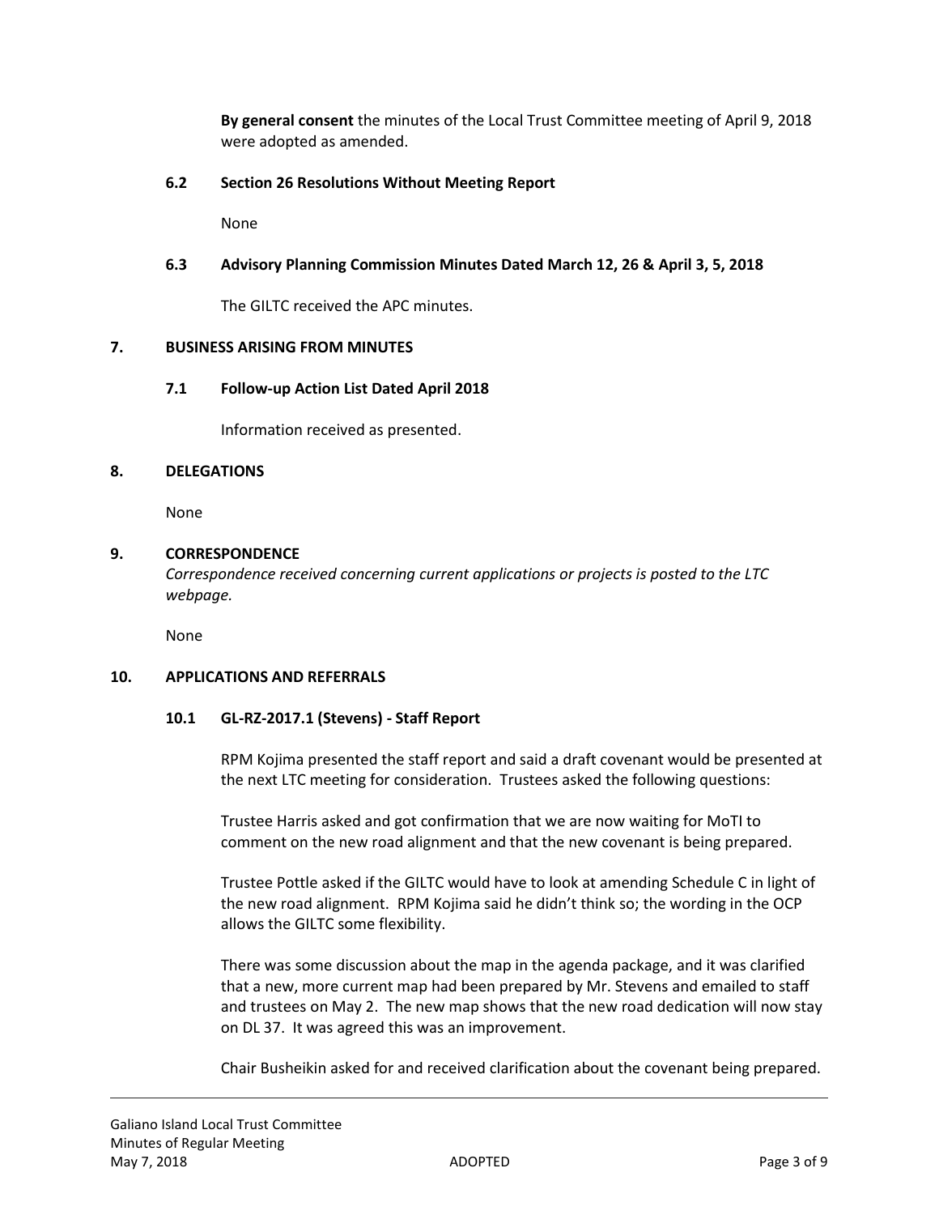**By general consent** the minutes of the Local Trust Committee meeting of April 9, 2018 were adopted as amended.

### 6.2 Section 26 Resolutions Without Meeting Report

None

### 6.3 Advisory Planning Commission Minutes Dated March 12, 26 & April 3, 5, 2018

The GILTC received the APC minutes.

## 7. BUSINESS ARISING FROM MINUTES

### 7.1 Follow-up Action List Dated April 2018

Information received as presented.

## 8. DELEGATIONS

None

## 9. CORRESPONDENCE

*Correspondence received concerning current applications or projects is posted to the LTC webpage.*

None

## 10. APPLICATIONS AND REFERRALS

### 10.1 GL-RZ-2017.1 (Stevens) - Staff Report

RPM Kojima presented the staff report and said a draft covenant would be presented at the next LTC meeting for consideration. Trustees asked the following questions:

Trustee Harris asked and got confirmation that we are now waiting for MoTI to comment on the new road alignment and that the new covenant is being prepared.

Trustee Pottle asked if the GILTC would have to look at amending Schedule C in light of the new road alignment. RPM Kojima said he didn't think so; the wording in the OCP allows the GILTC some flexibility.

There was some discussion about the map in the agenda package, and it was clarified that a new, more current map had been prepared by Mr. Stevens and emailed to staff and trustees on May 2. The new map shows that the new road dedication will now stay on DL 37. It was agreed this was an improvement.

Chair Busheikin asked for and received clarification about the covenant being prepared.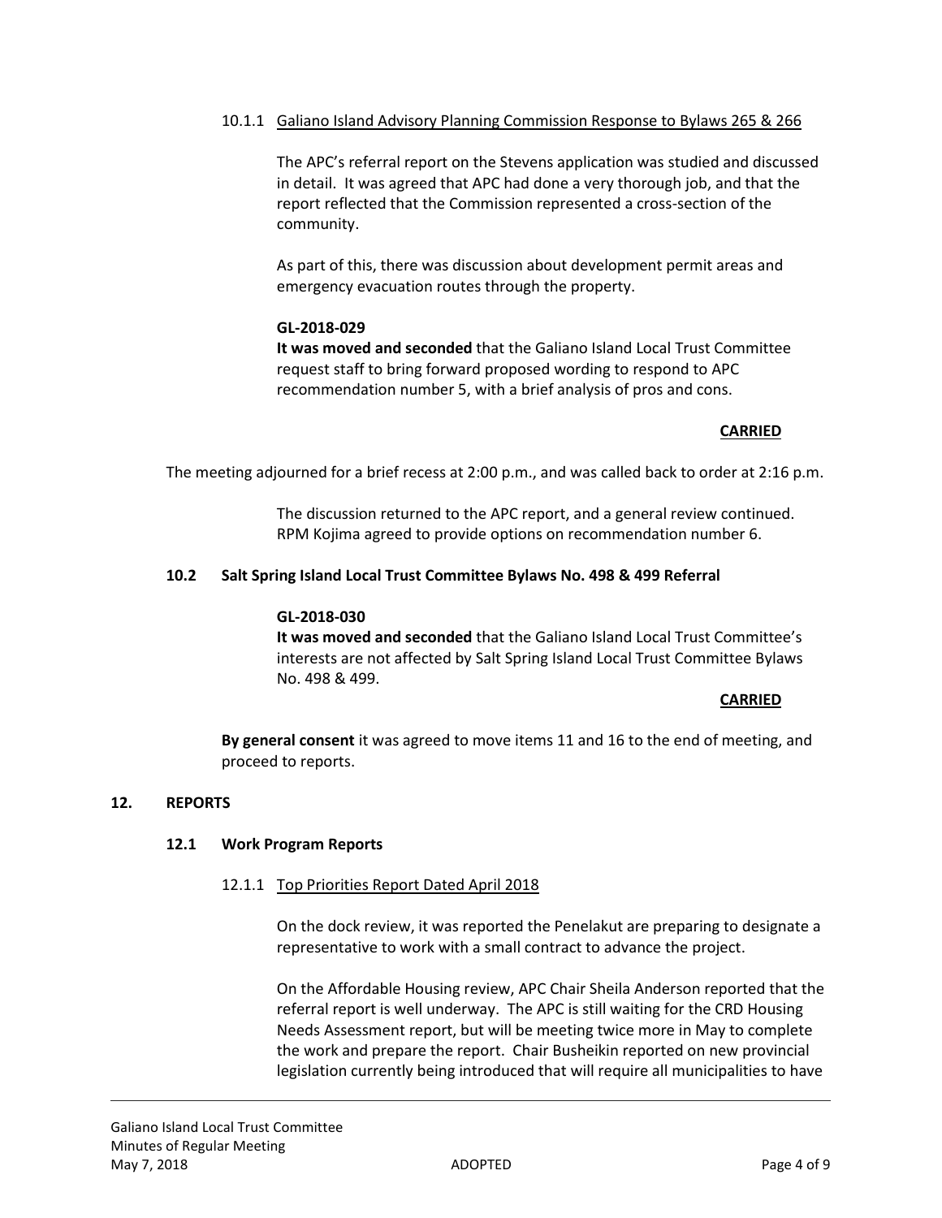10.1.1 Galiano Island Advisory Planning Commission Response to Bylaws 265 & 266

The APC's referral report on the Stevens application was studied and discussed in detail. It was agreed that APC had done a very thorough job, and that the report reflected that the Commission represented a cross-section of the community.

As part of this, there was discussion about development permit areas and emergency evacuation routes through the property.

**GL-2018-029**

**It was moved and seconded** that the Galiano Island Local Trust Committee request staff to bring forward proposed wording to respond to APC recommendation number 5, with a brief analysis of pros and cons.

**CARRIED**

The meeting adjourned for a brief recess at 2:00 p.m., and was called back to order at 2:16 p.m.

The discussion returned to the APC report, and a general review continued. RPM Kojima agreed to provide options on recommendation number 6.

### 10.2 Salt Spring Island Local Trust Committee Bylaws No. 498 & 499 Referral

**GL-2018-030**

**It was moved and seconded** that the Galiano Island Local Trust Committee's interests are not affected by Salt Spring Island Local Trust Committee Bylaws No. 498 & 499.

**CARRIED**

**By general consent** it was agreed to move items 11 and 16 to the end of meeting, and proceed to reports.

## 12. REPORTS

### 12.1 Work Program Reports

12.1.1 Top Priorities Report Dated April 2018

On the dock review, it was reported the Penelakut are preparing to designate a representative to work with a small contract to advance the project.

On the Affordable Housing review, APC Chair Sheila Anderson reported that the referral report is well underway. The APC is still waiting for the CRD Housing Needs Assessment report, but will be meeting twice more in May to complete the work and prepare the report. Chair Busheikin reported on new provincial legislation currently being introduced that will require all municipalities to have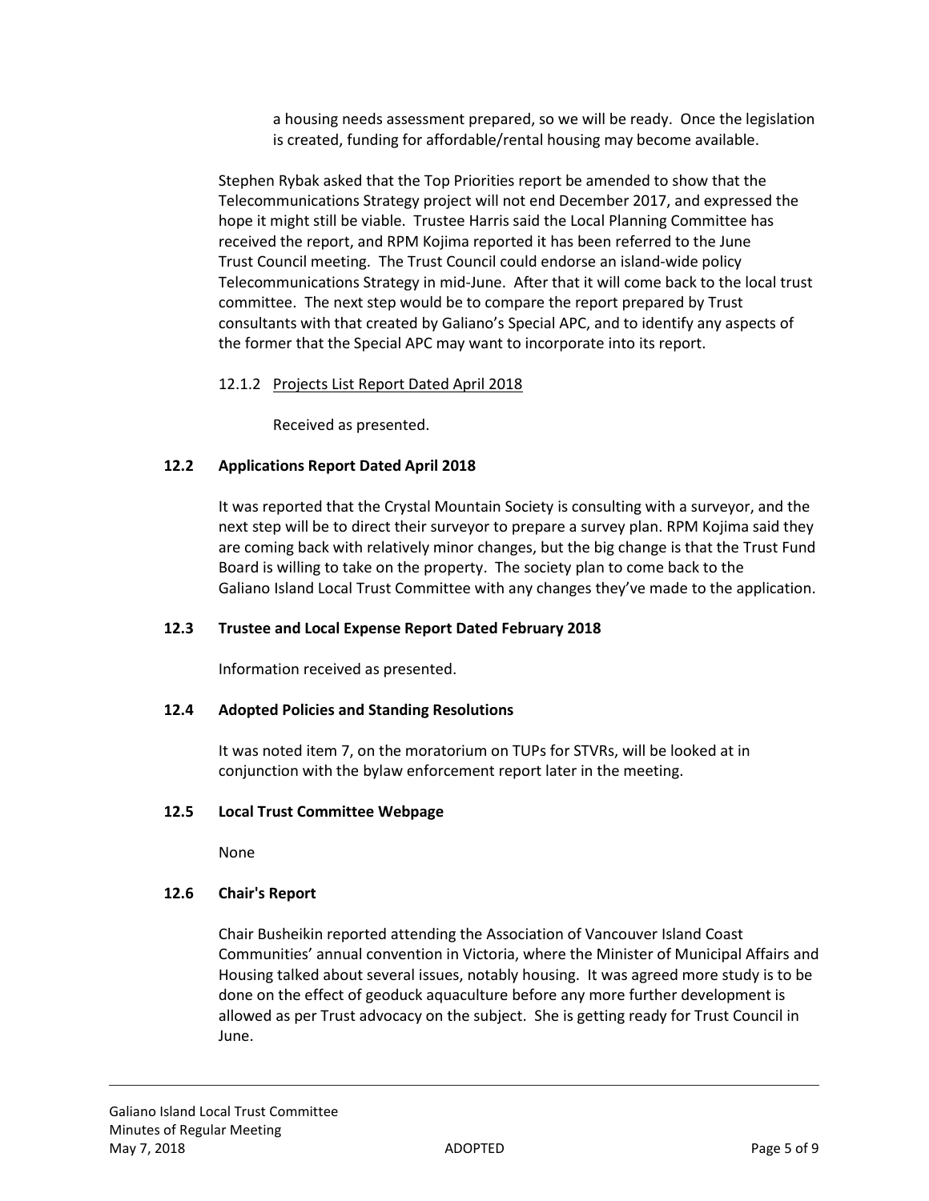a housing needs assessment prepared, so we will be ready. Once the legislation is created, funding for affordable/rental housing may become available.

Stephen Rybak asked that the Top Priorities report be amended to show that the Telecommunications Strategy project will not end December 2017, and expressed the hope it might still be viable. Trustee Harris said the Local Planning Committee has received the report, and RPM Kojima reported it has been referred to the June Trust Council meeting. The Trust Council could endorse an island-wide policy Telecommunications Strategy in mid-June. After that it will come back to the local trust committee. The next step would be to compare the report prepared by Trust consultants with that created by Galiano's Special APC, and to identify any aspects of the former that the Special APC may want to incorporate into its report.

12.1.2 Projects List Report Dated April 2018

Received as presented.

### 12.2 Applications Report Dated April 2018

It was reported that the Crystal Mountain Society is consulting with a surveyor, and the next step will be to direct their surveyor to prepare a survey plan. RPM Kojima said they are coming back with relatively minor changes, but the big change is that the Trust Fund Board is willing to take on the property. The society plan to come back to the Galiano Island Local Trust Committee with any changes they've made to the application.

### 12.3 Trustee and Local Expense Report Dated February 2018

Information received as presented.

### 12.4 Adopted Policies and Standing Resolutions

It was noted item 7, on the moratorium on TUPs for STVRs, will be looked at in conjunction with the bylaw enforcement report later in the meeting.

### 12.5 Local Trust Committee Webpage

None

### 12.6 Chair's Report

Chair Busheikin reported attending the Association of Vancouver Island Coast Communities' annual convention in Victoria, where the Minister of Municipal Affairs and Housing talked about several issues, notably housing. It was agreed more study is to be done on the effect of geoduck aquaculture before any more further development is allowed as per Trust advocacy on the subject. She is getting ready for Trust Council in June.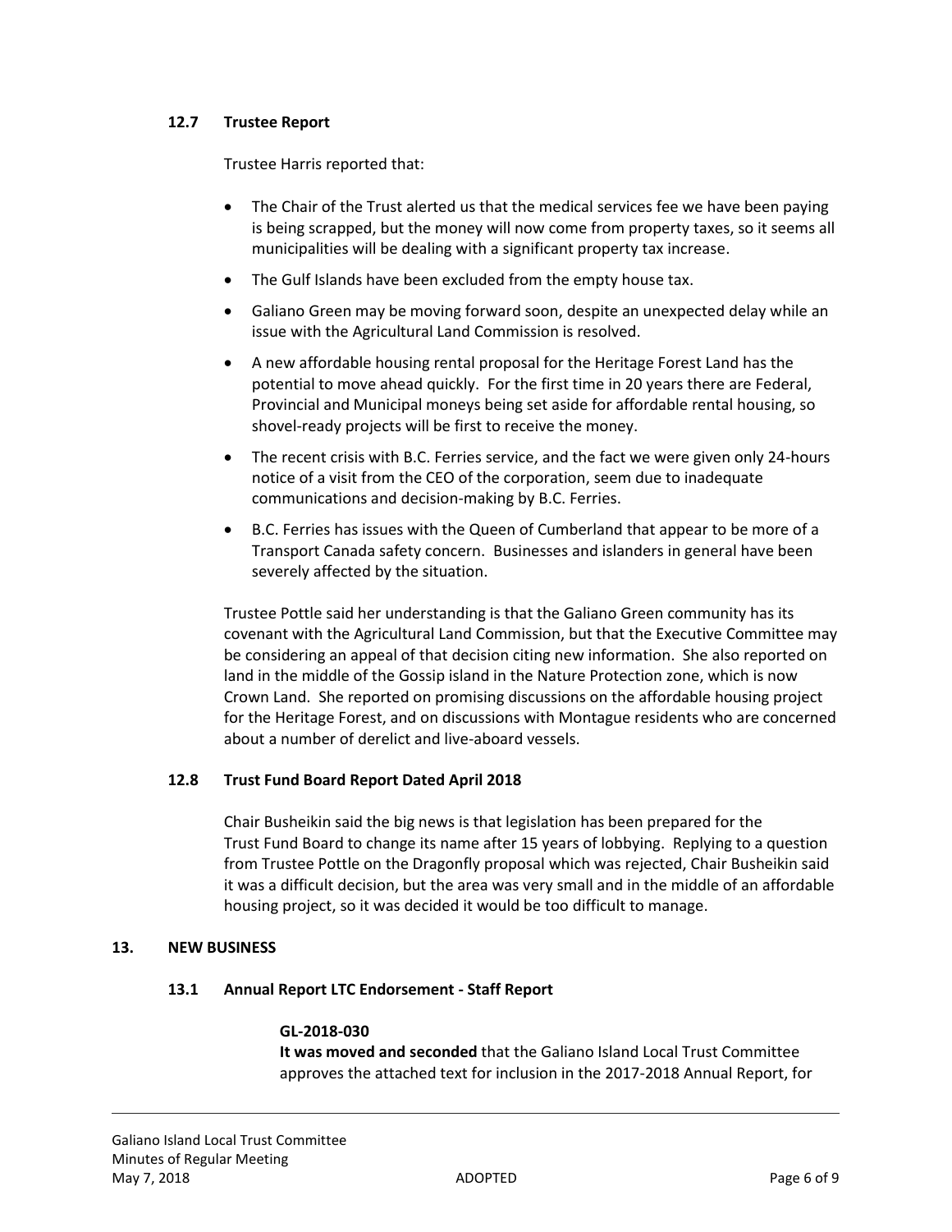### 12.7 Trustee Report

Trustee Harris reported that:

- The Chair of the Trust alerted us that the medical services fee we have been paying is being scrapped, but the money will now come from property taxes, so it seems all municipalities will be dealing with a significant property tax increase.
- The Gulf Islands have been excluded from the empty house tax.
- Galiano Green may be moving forward soon, despite an unexpected delay while an issue with the Agricultural Land Commission is resolved.
- A new affordable housing rental proposal for the Heritage Forest Land has the potential to move ahead quickly. For the first time in 20 years there are Federal, Provincial and Municipal moneys being set aside for affordable rental housing, so shovel-ready projects will be first to receive the money.
- The recent crisis with B.C. Ferries service, and the fact we were given only 24-hours notice of a visit from the CEO of the corporation, seem due to inadequate communications and decision-making by B.C. Ferries.
- B.C. Ferries has issues with the Queen of Cumberland that appear to be more of a Transport Canada safety concern. Businesses and islanders in general have been severely affected by the situation.

Trustee Pottle said her understanding is that the Galiano Green community has its covenant with the Agricultural Land Commission, but that the Executive Committee may be considering an appeal of that decision citing new information. She also reported on land in the middle of the Gossip island in the Nature Protection zone, which is now Crown Land. She reported on promising discussions on the affordable housing project for the Heritage Forest, and on discussions with Montague residents who are concerned about a number of derelict and live-aboard vessels.

### 12.8 Trust Fund Board Report Dated April 2018

Chair Busheikin said the big news is that legislation has been prepared for the Trust Fund Board to change its name after 15 years of lobbying. Replying to a question from Trustee Pottle on the Dragonfly proposal which was rejected, Chair Busheikin said it was a difficult decision, but the area was very small and in the middle of an affordable housing project, so it was decided it would be too difficult to manage.

## 13. NEW BUSINESS

### 13.1 Annual Report LTC Endorsement - Staff Report

**GL-2018-030**
**It was moved and seconded** that the Galiano Island Local Trust Committee approves the attached text for inclusion in the 2017-2018 Annual Report, for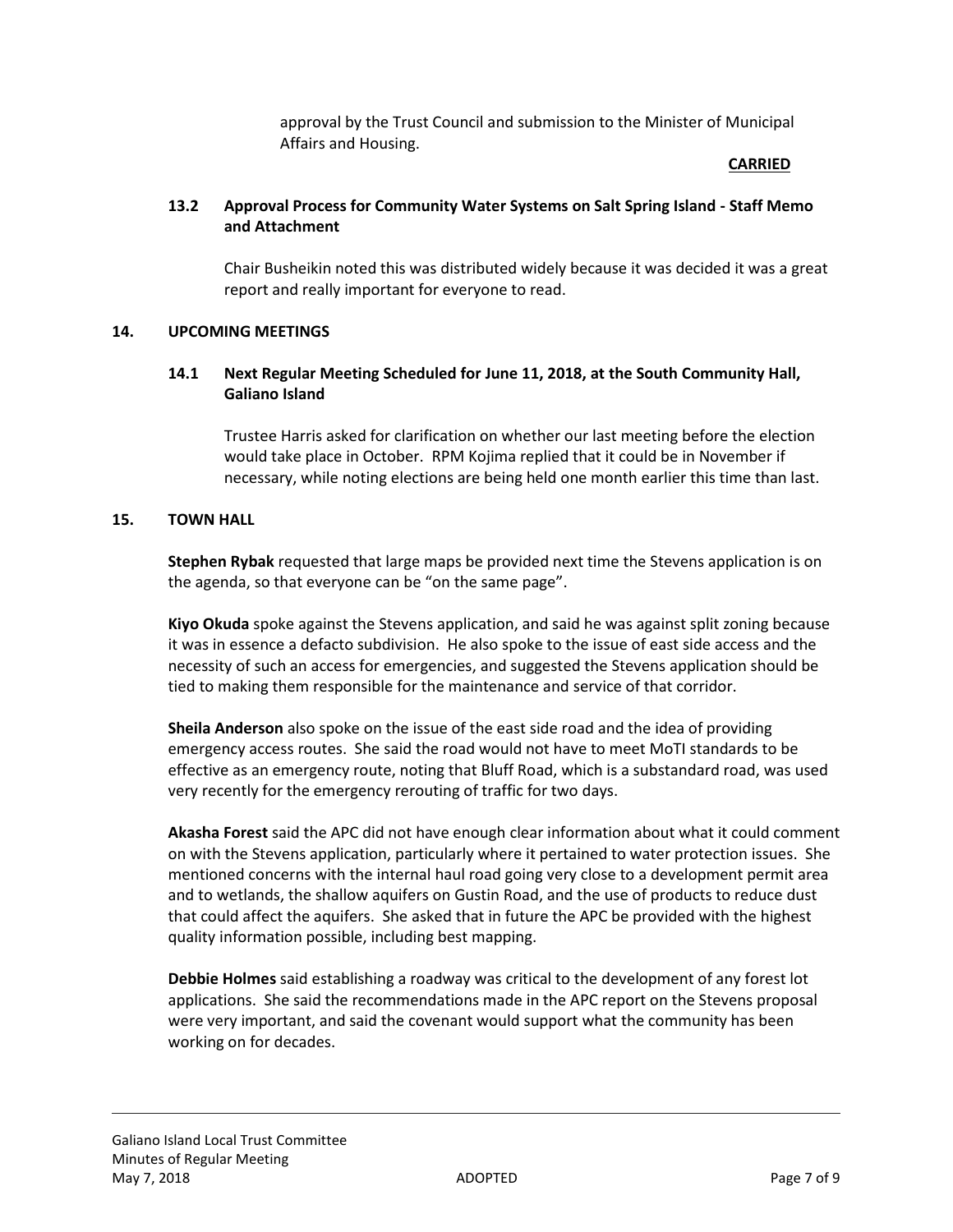approval by the Trust Council and submission to the Minister of Municipal Affairs and Housing.

**CARRIED**

### 13.2 Approval Process for Community Water Systems on Salt Spring Island - Staff Memo and Attachment

Chair Busheikin noted this was distributed widely because it was decided it was a great report and really important for everyone to read.

## 14. UPCOMING MEETINGS

### 14.1 Next Regular Meeting Scheduled for June 11, 2018, at the South Community Hall, Galiano Island

Trustee Harris asked for clarification on whether our last meeting before the election would take place in October. RPM Kojima replied that it could be in November if necessary, while noting elections are being held one month earlier this time than last.

## 15. TOWN HALL

**Stephen Rybak** requested that large maps be provided next time the Stevens application is on the agenda, so that everyone can be "on the same page".

**Kiyo Okuda** spoke against the Stevens application, and said he was against split zoning because it was in essence a defacto subdivision. He also spoke to the issue of east side access and the necessity of such an access for emergencies, and suggested the Stevens application should be tied to making them responsible for the maintenance and service of that corridor.

**Sheila Anderson** also spoke on the issue of the east side road and the idea of providing emergency access routes. She said the road would not have to meet MoTI standards to be effective as an emergency route, noting that Bluff Road, which is a substandard road, was used very recently for the emergency rerouting of traffic for two days.

**Akasha Forest** said the APC did not have enough clear information about what it could comment on with the Stevens application, particularly where it pertained to water protection issues. She mentioned concerns with the internal haul road going very close to a development permit area and to wetlands, the shallow aquifers on Gustin Road, and the use of products to reduce dust that could affect the aquifers. She asked that in future the APC be provided with the highest quality information possible, including best mapping.

**Debbie Holmes** said establishing a roadway was critical to the development of any forest lot applications. She said the recommendations made in the APC report on the Stevens proposal were very important, and said the covenant would support what the community has been working on for decades.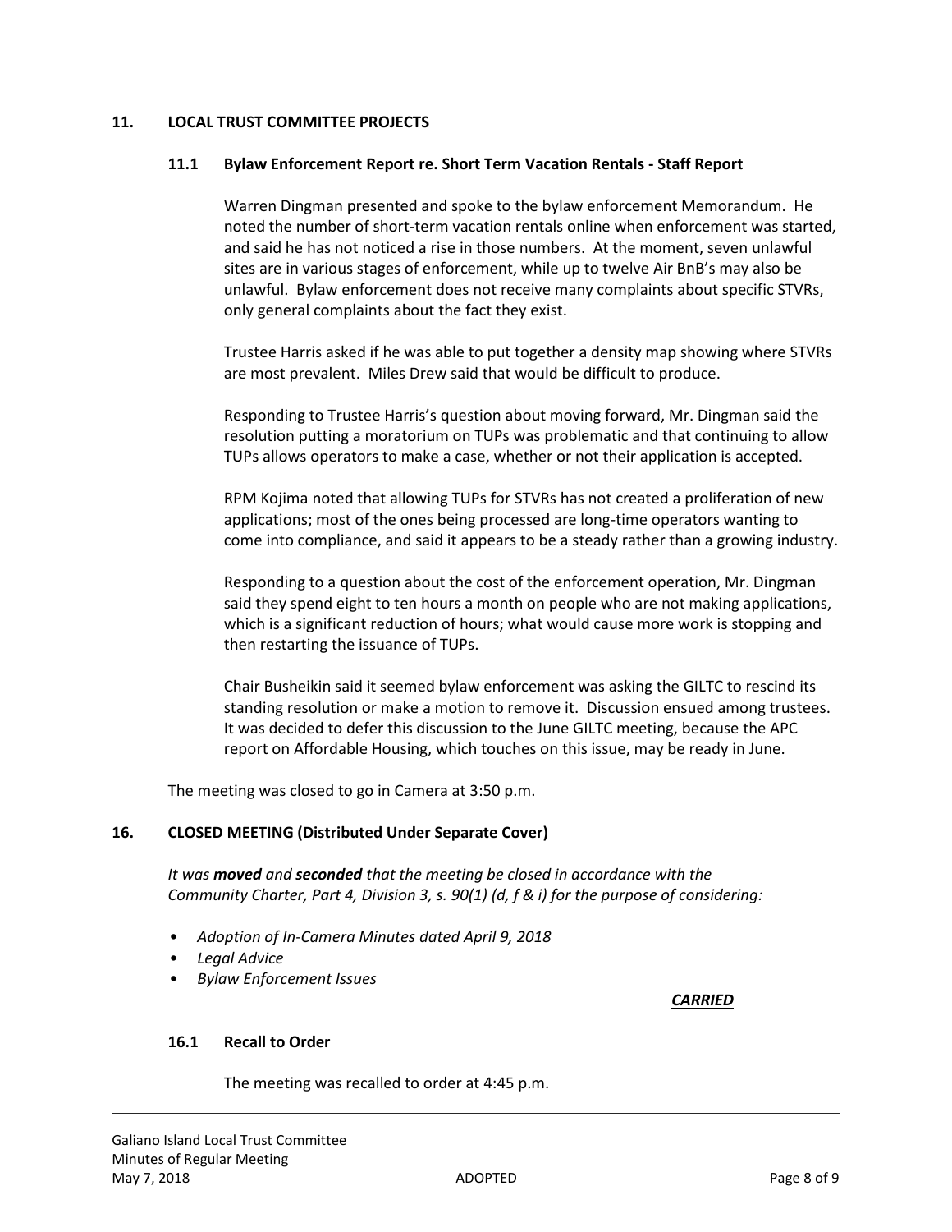## 11. LOCAL TRUST COMMITTEE PROJECTS

### 11.1 Bylaw Enforcement Report re. Short Term Vacation Rentals - Staff Report

Warren Dingman presented and spoke to the bylaw enforcement Memorandum. He noted the number of short-term vacation rentals online when enforcement was started, and said he has not noticed a rise in those numbers. At the moment, seven unlawful sites are in various stages of enforcement, while up to twelve Air BnB's may also be unlawful. Bylaw enforcement does not receive many complaints about specific STVRs, only general complaints about the fact they exist.

Trustee Harris asked if he was able to put together a density map showing where STVRs are most prevalent. Miles Drew said that would be difficult to produce.

Responding to Trustee Harris's question about moving forward, Mr. Dingman said the resolution putting a moratorium on TUPs was problematic and that continuing to allow TUPs allows operators to make a case, whether or not their application is accepted.

RPM Kojima noted that allowing TUPs for STVRs has not created a proliferation of new applications; most of the ones being processed are long-time operators wanting to come into compliance, and said it appears to be a steady rather than a growing industry.

Responding to a question about the cost of the enforcement operation, Mr. Dingman said they spend eight to ten hours a month on people who are not making applications, which is a significant reduction of hours; what would cause more work is stopping and then restarting the issuance of TUPs.

Chair Busheikin said it seemed bylaw enforcement was asking the GILTC to rescind its standing resolution or make a motion to remove it. Discussion ensued among trustees. It was decided to defer this discussion to the June GILTC meeting, because the APC report on Affordable Housing, which touches on this issue, may be ready in June.

The meeting was closed to go in Camera at 3:50 p.m.

## 16. CLOSED MEETING (Distributed Under Separate Cover)

*It was **moved** and **seconded** that the meeting be closed in accordance with the Community Charter, Part 4, Division 3, s. 90(1) (d, f & i) for the purpose of considering:*

- *Adoption of In-Camera Minutes dated April 9, 2018*
- *Legal Advice*
- *Bylaw Enforcement Issues*

***CARRIED***

### 16.1 Recall to Order

The meeting was recalled to order at 4:45 p.m.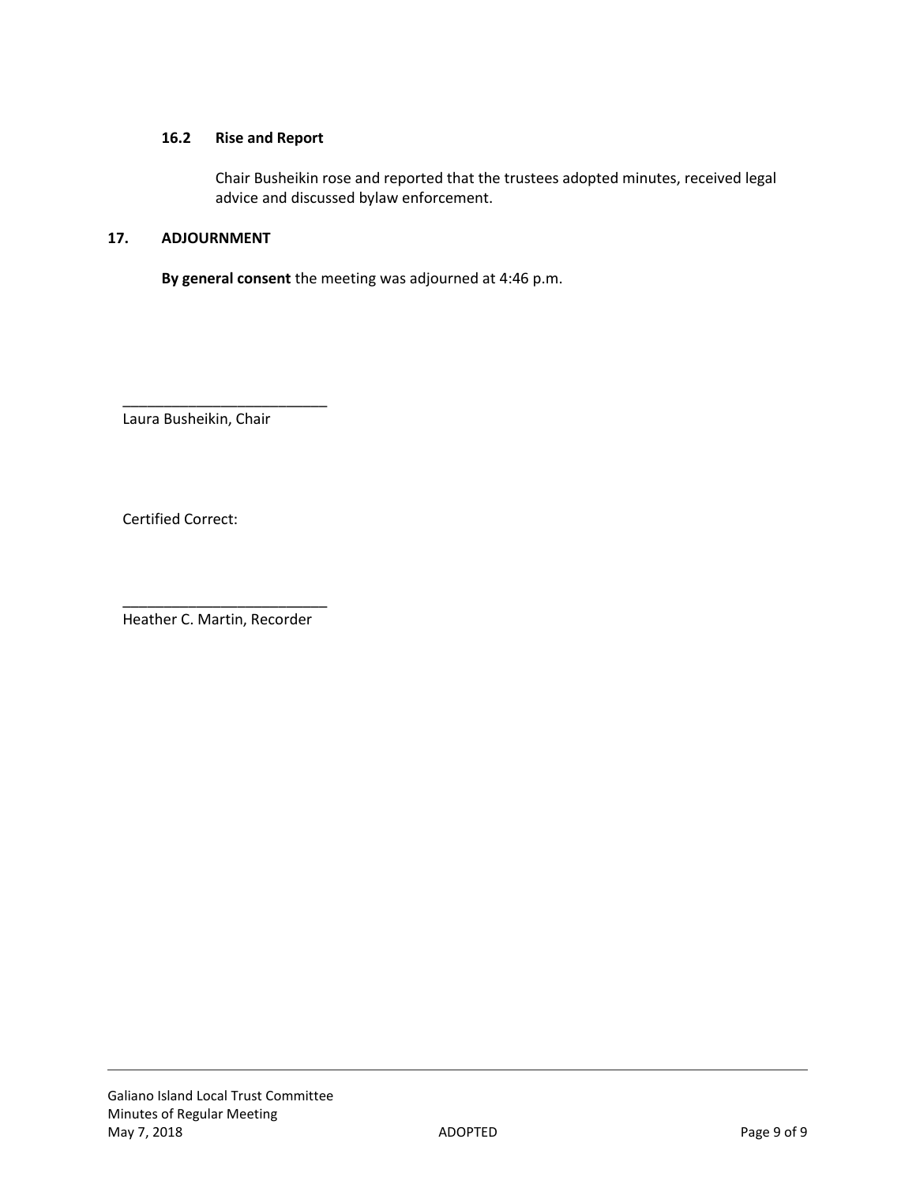### 16.2 Rise and Report

Chair Busheikin rose and reported that the trustees adopted minutes, received legal advice and discussed bylaw enforcement.

## 17. ADJOURNMENT

**By general consent** the meeting was adjourned at 4:46 p.m.

_________________________
Laura Busheikin, Chair

Certified Correct:

_________________________
Heather C. Martin, Recorder